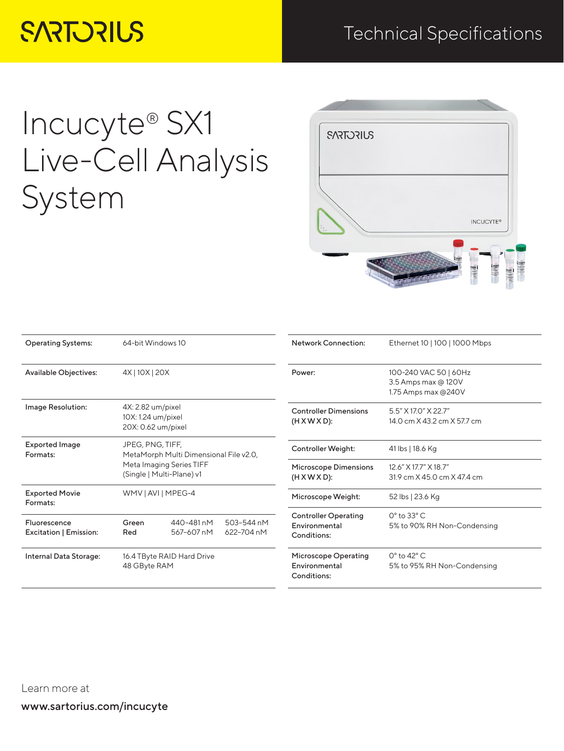SARTORIUS

Technical Specifications

# Incucyte® SX1 Live-Cell Analysis System

| | | | |
|---|---|---|---|
| Operating Systems: | 64-bit Windows 10 | | |
| Available Objectives: | 4X \| 10X \| 20X | | |
| Image Resolution: | 4X: 2.82 um/pixel<br>10X: 1.24 um/pixel<br>20X: 0.62 um/pixel | | |
| Exported Image Formats: | JPEG, PNG, TIFF, MetaMorph Multi Dimensional File v2.0, Meta Imaging Series TIFF (Single \| Multi-Plane) v1 | | |
| Exported Movie Formats: | WMV \| AVI \| MPEG-4 | | |
| Fluorescence Excitation \| Emission: | Green<br>Red | 440–481 nM<br>567–607 nM | 503–544 nM<br>622–704 nM |
| Internal Data Storage: | 16.4 TByte RAID Hard Drive<br>48 GByte RAM | | |

| | |
|---|---|
| Network Connection: | Ethernet 10 \| 100 \| 1000 Mbps |
| Power: | 100-240 VAC 50 \| 60Hz<br>3.5 Amps max @ 120V<br>1.75 Amps max @240V |
| Controller Dimensions (H X W X D): | 5.5" X 17.0" X 22.7"<br>14.0 cm X 43.2 cm X 57.7 cm |
| Controller Weight: | 41 lbs \| 18.6 Kg |
| Microscope Dimensions (H X W X D): | 12.6" X 17.7" X 18.7"<br>31.9 cm X 45.0 cm X 47.4 cm |
| Microscope Weight: | 52 lbs \| 23.6 Kg |
| Controller Operating Environmental Conditions: | 0° to 33° C<br>5% to 90% RH Non-Condensing |
| Microscope Operating Environmental Conditions: | 0° to 42° C<br>5% to 95% RH Non-Condensing |

Learn more at

**www.sartorius.com/incucyte**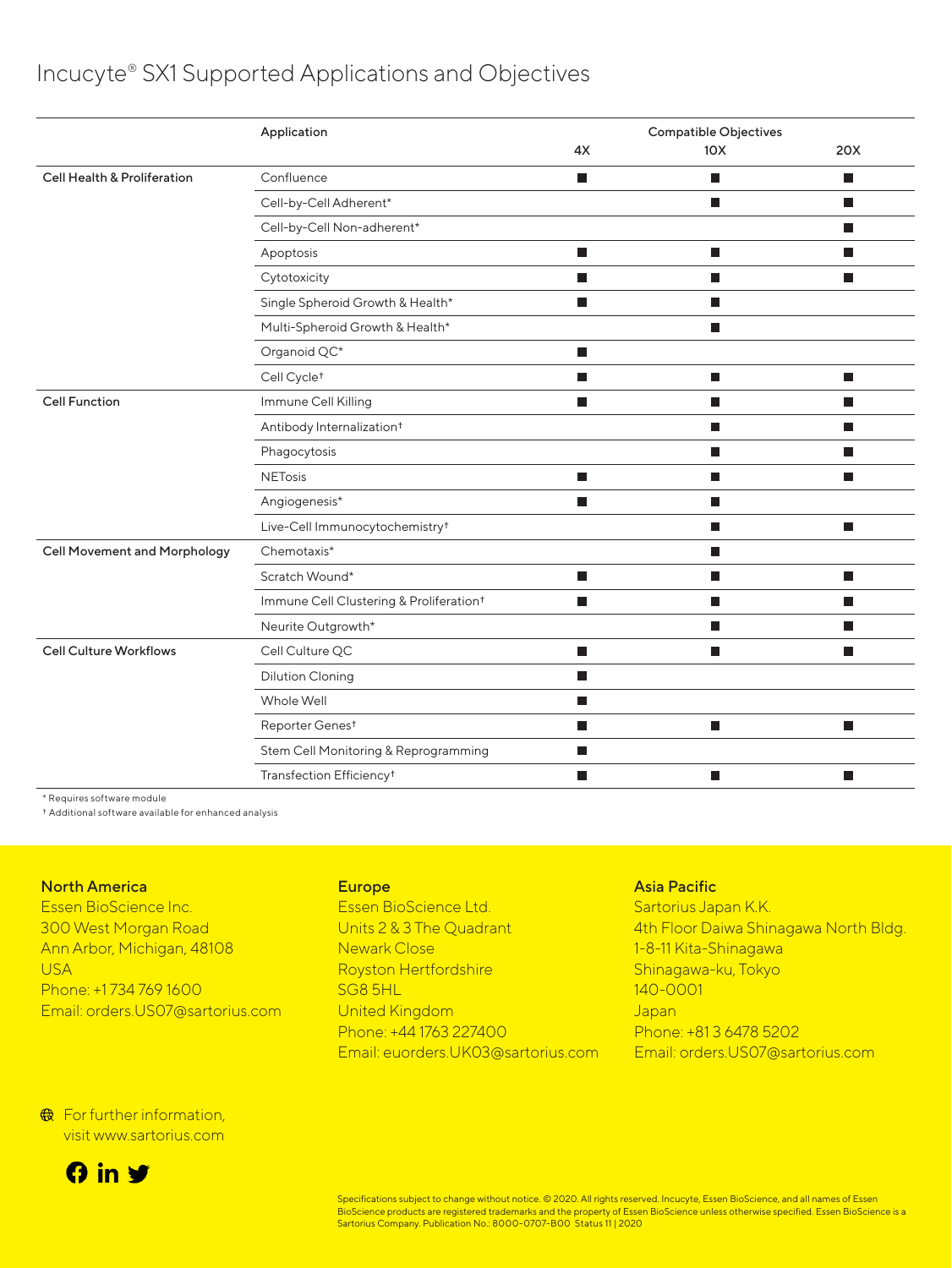# Incucyte® SX1 Supported Applications and Objectives

| | Application | Compatible Objectives 4X | 10X | 20X |
|---|---|---|---|---|
| Cell Health & Proliferation | Confluence | ■ | ■ | ■ |
| | Cell-by-Cell Adherent* | | ■ | ■ |
| | Cell-by-Cell Non-adherent* | | | ■ |
| | Apoptosis | ■ | ■ | ■ |
| | Cytotoxicity | ■ | ■ | ■ |
| | Single Spheroid Growth & Health* | ■ | ■ | |
| | Multi-Spheroid Growth & Health* | | ■ | |
| | Organoid QC* | ■ | | |
| | Cell Cycle† | ■ | ■ | ■ |
| Cell Function | Immune Cell Killing | ■ | ■ | ■ |
| | Antibody Internalization† | | ■ | ■ |
| | Phagocytosis | | ■ | ■ |
| | NETosis | ■ | ■ | ■ |
| | Angiogenesis* | ■ | ■ | |
| | Live-Cell Immunocytochemistry† | | ■ | ■ |
| Cell Movement and Morphology | Chemotaxis* | | ■ | |
| | Scratch Wound* | ■ | ■ | ■ |
| | Immune Cell Clustering & Proliferation† | ■ | ■ | ■ |
| | Neurite Outgrowth* | | ■ | ■ |
| Cell Culture Workflows | Cell Culture QC | ■ | ■ | ■ |
| | Dilution Cloning | ■ | | |
| | Whole Well | ■ | | |
| | Reporter Genes† | ■ | ■ | ■ |
| | Stem Cell Monitoring & Reprogramming | ■ | | |
| | Transfection Efficiency† | ■ | ■ | ■ |

* Requires software module
† Additional software available for enhanced analysis

**North America**
Essen BioScience Inc.
300 West Morgan Road
Ann Arbor, Michigan, 48108
USA
Phone: +1 734 769 1600
Email: orders.US07@sartorius.com

**Europe**
Essen BioScience Ltd.
Units 2 & 3 The Quadrant
Newark Close
Royston Hertfordshire
SG8 5HL
United Kingdom
Phone: +44 1763 227400
Email: euorders.UK03@sartorius.com

**Asia Pacific**
Sartorius Japan K.K.
4th Floor Daiwa Shinagawa North Bldg.
1-8-11 Kita-Shinagawa
Shinagawa-ku, Tokyo
140-0001
Japan
Phone: +81 3 6478 5202
Email: orders.US07@sartorius.com

For further information, visit www.sartorius.com

Specifications subject to change without notice. © 2020. All rights reserved. Incucyte, Essen BioScience, and all names of Essen BioScience products are registered trademarks and the property of Essen BioScience unless otherwise specified. Essen BioScience is a Sartorius Company. Publication No.: 8000-0707-B00 Status 11 | 2020